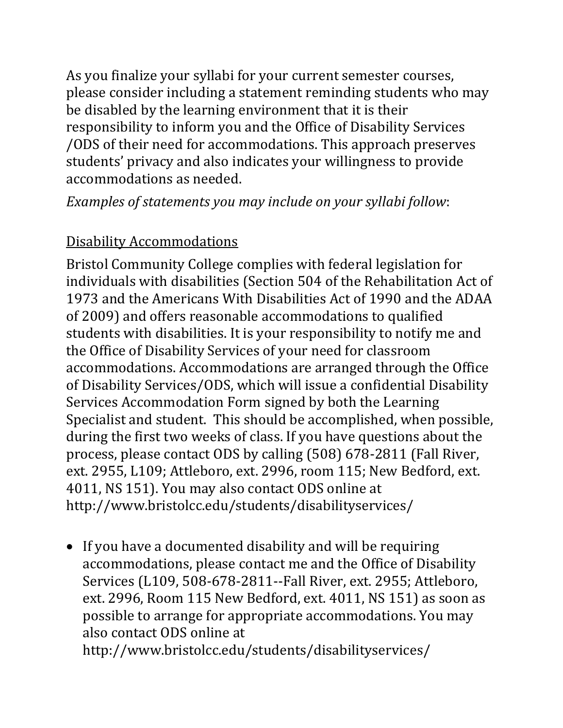As you finalize your syllabi for your current semester courses, please consider including a statement reminding students who may be disabled by the learning environment that it is their responsibility to inform you and the Office of Disability Services /ODS of their need for accommodations. This approach preserves students' privacy and also indicates your willingness to provide accommodations as needed.

*Examples of statements you may include on your syllabi follow*:

<u>Disability Accommodations</u>

Bristol Community College complies with federal legislation for individuals with disabilities (Section 504 of the Rehabilitation Act of 1973 and the Americans With Disabilities Act of 1990 and the ADAA of 2009) and offers reasonable accommodations to qualified students with disabilities. It is your responsibility to notify me and the Office of Disability Services of your need for classroom accommodations. Accommodations are arranged through the Office of Disability Services/ODS, which will issue a confidential Disability Services Accommodation Form signed by both the Learning Specialist and student. This should be accomplished, when possible, during the first two weeks of class. If you have questions about the process, please contact ODS by calling (508) 678-2811 (Fall River, ext. 2955, L109; Attleboro, ext. 2996, room 115; New Bedford, ext. 4011, NS 151). You may also contact ODS online at http://www.bristolcc.edu/students/disabilityservices/

- If you have a documented disability and will be requiring accommodations, please contact me and the Office of Disability Services (L109, 508-678-2811--Fall River, ext. 2955; Attleboro, ext. 2996, Room 115 New Bedford, ext. 4011, NS 151) as soon as possible to arrange for appropriate accommodations. You may also contact ODS online at http://www.bristolcc.edu/students/disabilityservices/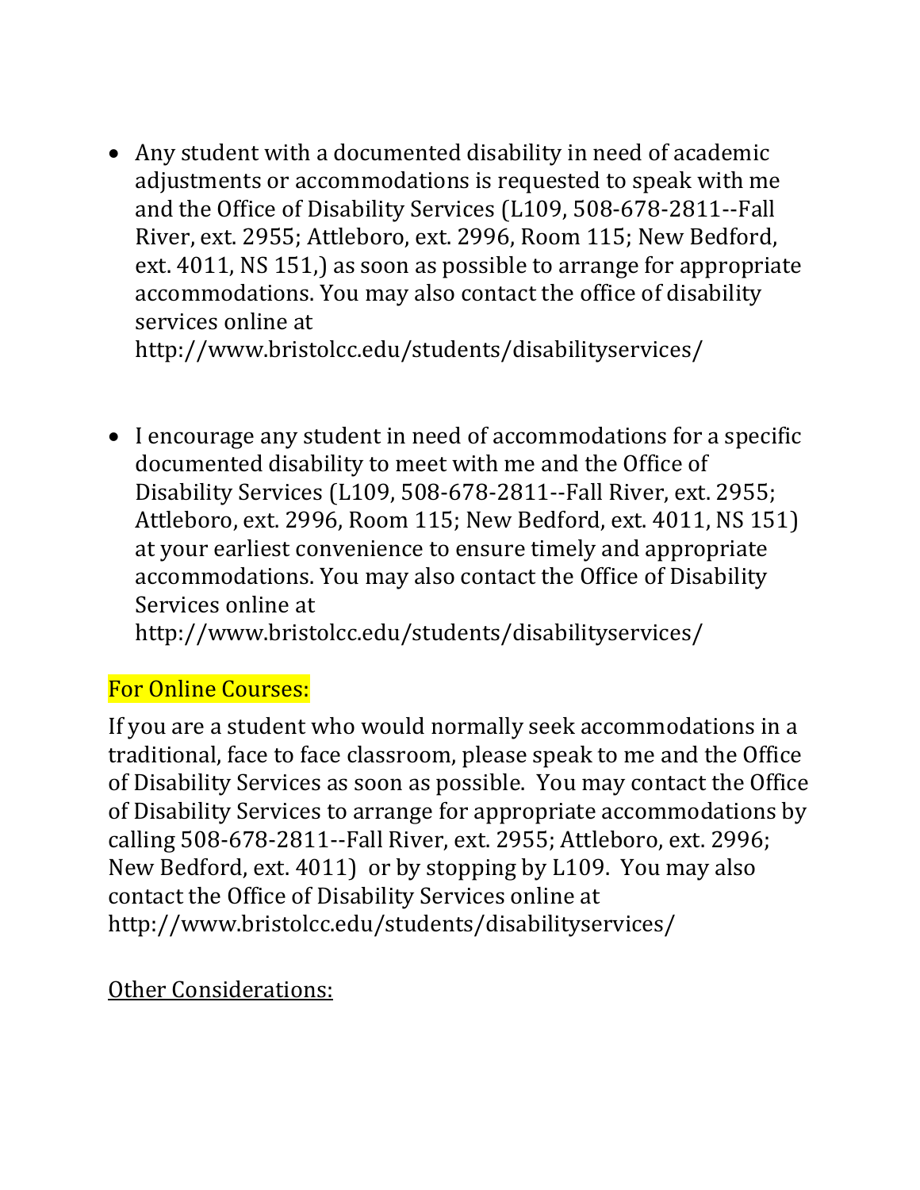- Any student with a documented disability in need of academic adjustments or accommodations is requested to speak with me and the Office of Disability Services (L109, 508-678-2811--Fall River, ext. 2955; Attleboro, ext. 2996, Room 115; New Bedford, ext. 4011, NS 151,) as soon as possible to arrange for appropriate accommodations. You may also contact the office of disability services online at http://www.bristolcc.edu/students/disabilityservices/

- I encourage any student in need of accommodations for a specific documented disability to meet with me and the Office of Disability Services (L109, 508-678-2811--Fall River, ext. 2955; Attleboro, ext. 2996, Room 115; New Bedford, ext. 4011, NS 151) at your earliest convenience to ensure timely and appropriate accommodations. You may also contact the Office of Disability Services online at http://www.bristolcc.edu/students/disabilityservices/

For Online Courses:

If you are a student who would normally seek accommodations in a traditional, face to face classroom, please speak to me and the Office of Disability Services as soon as possible. You may contact the Office of Disability Services to arrange for appropriate accommodations by calling 508-678-2811--Fall River, ext. 2955; Attleboro, ext. 2996; New Bedford, ext. 4011) or by stopping by L109. You may also contact the Office of Disability Services online at http://www.bristolcc.edu/students/disabilityservices/

Other Considerations: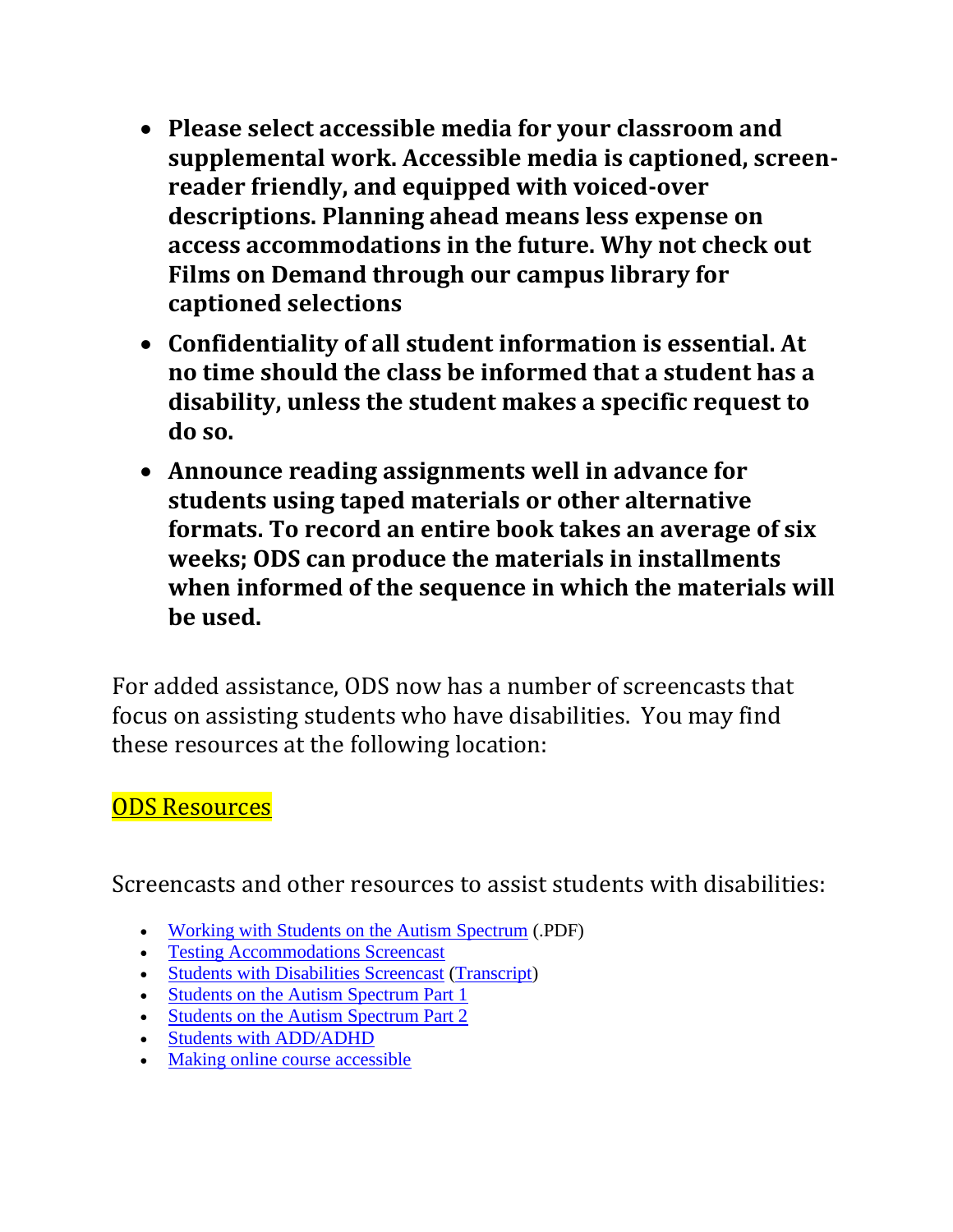- **Please select accessible media for your classroom and supplemental work. Accessible media is captioned, screen-reader friendly, and equipped with voiced-over descriptions. Planning ahead means less expense on access accommodations in the future. Why not check out Films on Demand through our campus library for captioned selections**
- **Confidentiality of all student information is essential. At no time should the class be informed that a student has a disability, unless the student makes a specific request to do so.**
- **Announce reading assignments well in advance for students using taped materials or other alternative formats. To record an entire book takes an average of six weeks; ODS can produce the materials in installments when informed of the sequence in which the materials will be used.**

For added assistance, ODS now has a number of screencasts that focus on assisting students who have disabilities. You may find these resources at the following location:

ODS Resources

Screencasts and other resources to assist students with disabilities:

- Working with Students on the Autism Spectrum (.PDF)
- Testing Accommodations Screencast
- Students with Disabilities Screencast (Transcript)
- Students on the Autism Spectrum Part 1
- Students on the Autism Spectrum Part 2
- Students with ADD/ADHD
- Making online course accessible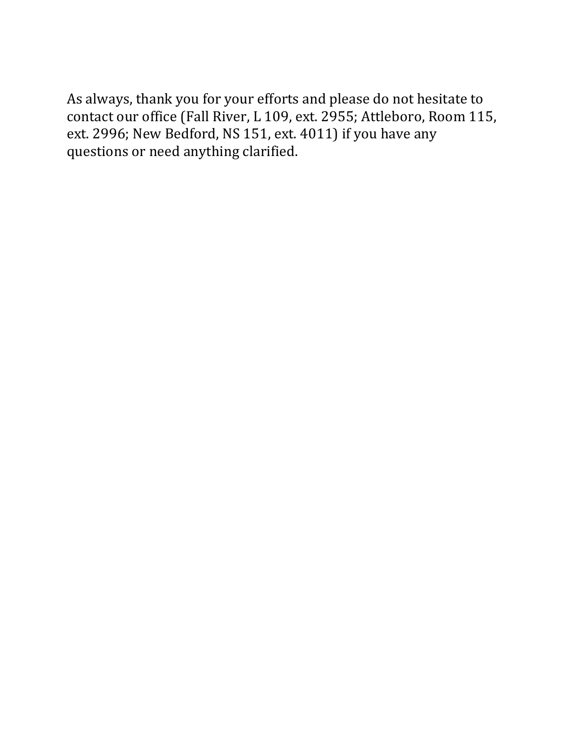As always, thank you for your efforts and please do not hesitate to contact our office (Fall River, L 109, ext. 2955; Attleboro, Room 115, ext. 2996; New Bedford, NS 151, ext. 4011) if you have any questions or need anything clarified.